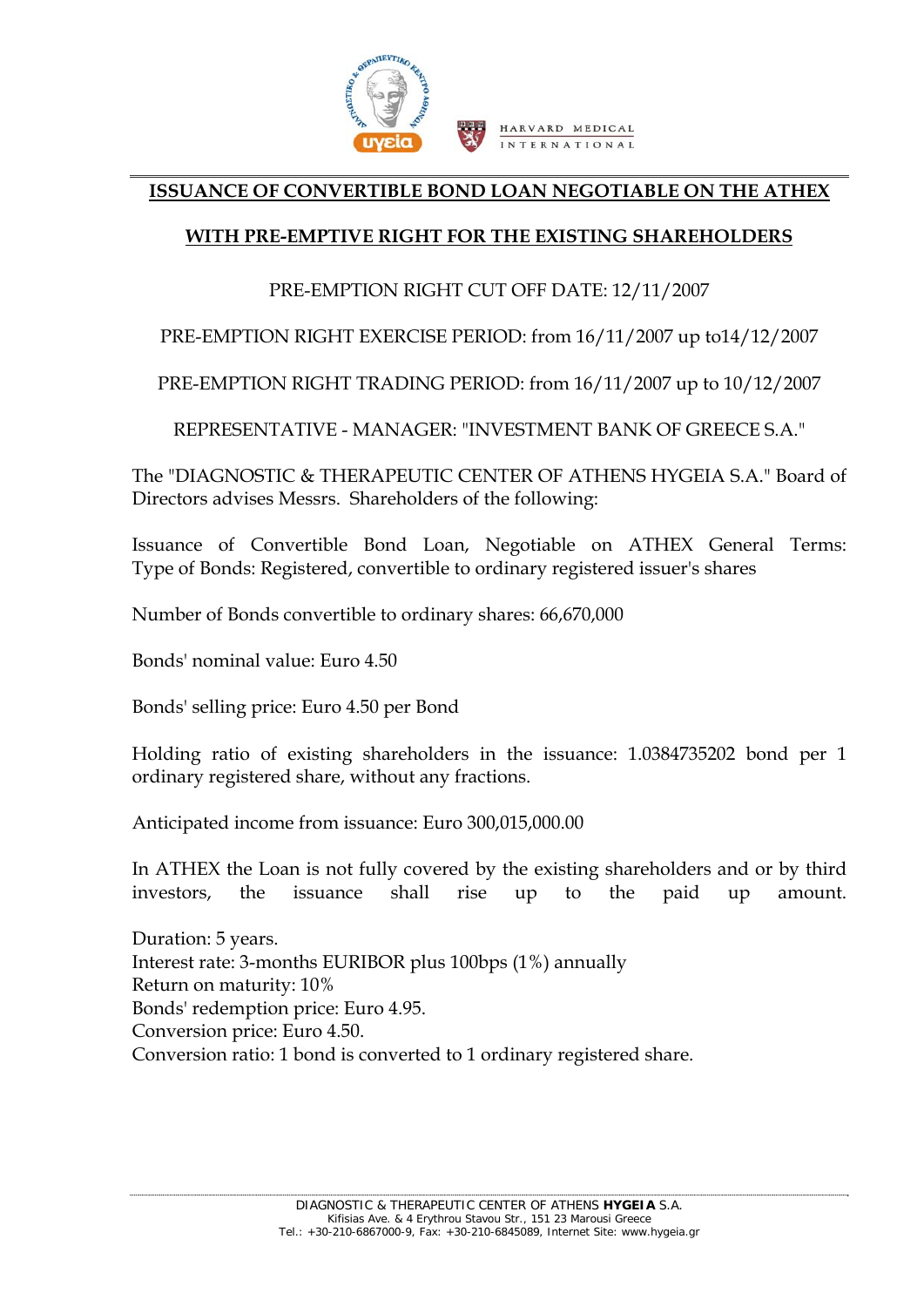## ISSUANCE OF CONVERTIBLE BOND LOAN NEGOTIABLE ON THE ATHEX

## WITH PRE-EMPTIVE RIGHT FOR THE EXISTING SHAREHOLDERS

PRE-EMPTION RIGHT CUT OFF DATE: 12/11/2007

PRE-EMPTION RIGHT EXERCISE PERIOD: from 16/11/2007 up to14/12/2007

PRE-EMPTION RIGHT TRADING PERIOD: from 16/11/2007 up to 10/12/2007

REPRESENTATIVE - MANAGER: "INVESTMENT BANK OF GREECE S.A."

The "DIAGNOSTIC & THERAPEUTIC CENTER OF ATHENS HYGEIA S.A." Board of Directors advises Messrs. Shareholders of the following:

Issuance of Convertible Bond Loan, Negotiable on ATHEX General Terms: Type of Bonds: Registered, convertible to ordinary registered issuer's shares

Number of Bonds convertible to ordinary shares: 66,670,000

Bonds' nominal value: Euro 4.50

Bonds' selling price: Euro 4.50 per Bond

Holding ratio of existing shareholders in the issuance: 1.0384735202 bond per 1 ordinary registered share, without any fractions.

Anticipated income from issuance: Euro 300,015,000.00

In ATHEX the Loan is not fully covered by the existing shareholders and or by third investors, the issuance shall rise up to the paid up amount.

Duration: 5 years.
Interest rate: 3-months EURIBOR plus 100bps (1%) annually
Return on maturity: 10%
Bonds' redemption price: Euro 4.95.
Conversion price: Euro 4.50.
Conversion ratio: 1 bond is converted to 1 ordinary registered share.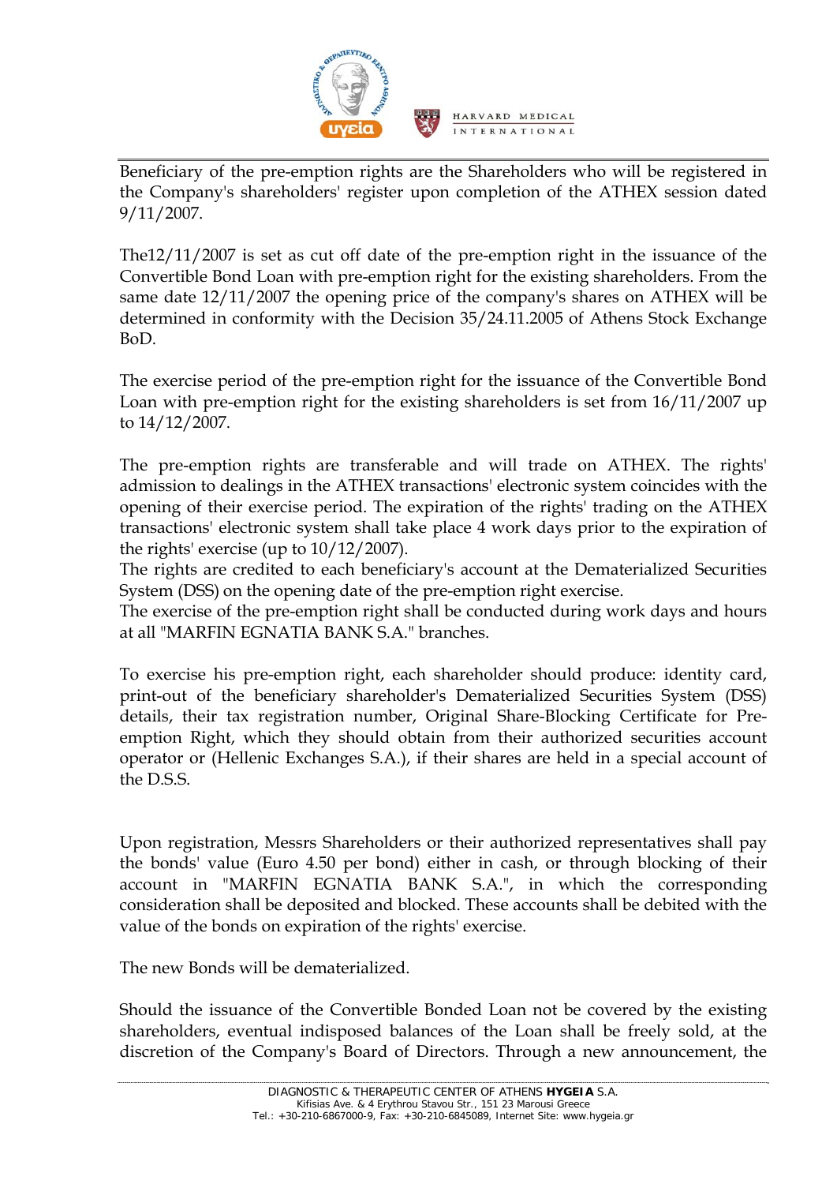Beneficiary of the pre-emption rights are the Shareholders who will be registered in the Company's shareholders' register upon completion of the ATHEX session dated 9/11/2007.

The12/11/2007 is set as cut off date of the pre-emption right in the issuance of the Convertible Bond Loan with pre-emption right for the existing shareholders. From the same date 12/11/2007 the opening price of the company's shares on ATHEX will be determined in conformity with the Decision 35/24.11.2005 of Athens Stock Exchange BoD.

The exercise period of the pre-emption right for the issuance of the Convertible Bond Loan with pre-emption right for the existing shareholders is set from 16/11/2007 up to 14/12/2007.

The pre-emption rights are transferable and will trade on ATHEX. The rights' admission to dealings in the ATHEX transactions' electronic system coincides with the opening of their exercise period. The expiration of the rights' trading on the ATHEX transactions' electronic system shall take place 4 work days prior to the expiration of the rights' exercise (up to 10/12/2007).

The rights are credited to each beneficiary's account at the Dematerialized Securities System (DSS) on the opening date of the pre-emption right exercise.

The exercise of the pre-emption right shall be conducted during work days and hours at all "MARFIN EGNATIA BANK S.A." branches.

To exercise his pre-emption right, each shareholder should produce: identity card, print-out of the beneficiary shareholder's Dematerialized Securities System (DSS) details, their tax registration number, Original Share-Blocking Certificate for Pre-emption Right, which they should obtain from their authorized securities account operator or (Hellenic Exchanges S.A.), if their shares are held in a special account of the D.S.S.

Upon registration, Messrs Shareholders or their authorized representatives shall pay the bonds' value (Euro 4.50 per bond) either in cash, or through blocking of their account in "MARFIN EGNATIA BANK S.A.", in which the corresponding consideration shall be deposited and blocked. These accounts shall be debited with the value of the bonds on expiration of the rights' exercise.

The new Bonds will be dematerialized.

Should the issuance of the Convertible Bonded Loan not be covered by the existing shareholders, eventual indisposed balances of the Loan shall be freely sold, at the discretion of the Company's Board of Directors. Through a new announcement, the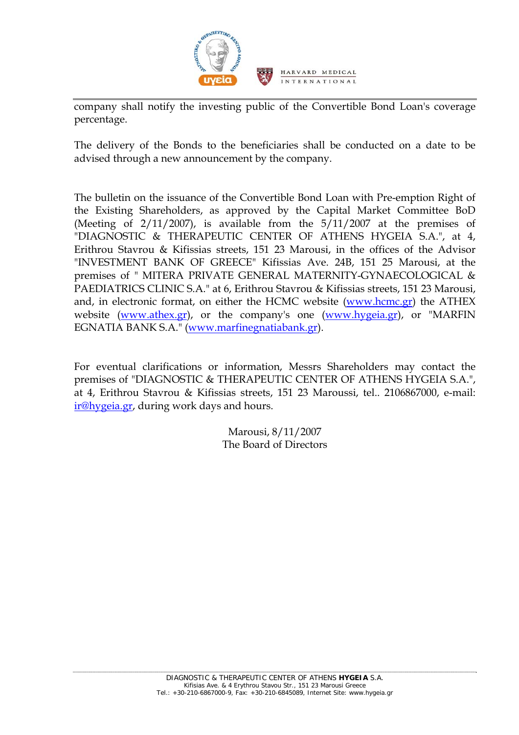company shall notify the investing public of the Convertible Bond Loan's coverage percentage.

The delivery of the Bonds to the beneficiaries shall be conducted on a date to be advised through a new announcement by the company.

The bulletin on the issuance of the Convertible Bond Loan with Pre-emption Right of the Existing Shareholders, as approved by the Capital Market Committee BoD (Meeting of 2/11/2007), is available from the 5/11/2007 at the premises of "DIAGNOSTIC & THERAPEUTIC CENTER OF ATHENS HYGEIA S.A.", at 4, Erithrou Stavrou & Kifissias streets, 151 23 Marousi, in the offices of the Advisor "INVESTMENT BANK OF GREECE" Kifissias Ave. 24B, 151 25 Marousi, at the premises of " MITERA PRIVATE GENERAL MATERNITY-GYNAECOLOGICAL & PAEDIATRICS CLINIC S.A." at 6, Erithrou Stavrou & Kifissias streets, 151 23 Marousi, and, in electronic format, on either the HCMC website (www.hcmc.gr) the ATHEX website (www.athex.gr), or the company's one (www.hygeia.gr), or "MARFIN EGNATIA BANK S.A." (www.marfinegnatiabank.gr).

For eventual clarifications or information, Messrs Shareholders may contact the premises of "DIAGNOSTIC & THERAPEUTIC CENTER OF ATHENS HYGEIA S.A.", at 4, Erithrou Stavrou & Kifissias streets, 151 23 Maroussi, tel.. 2106867000, e-mail: ir@hygeia.gr, during work days and hours.

Marousi, 8/11/2007
The Board of Directors